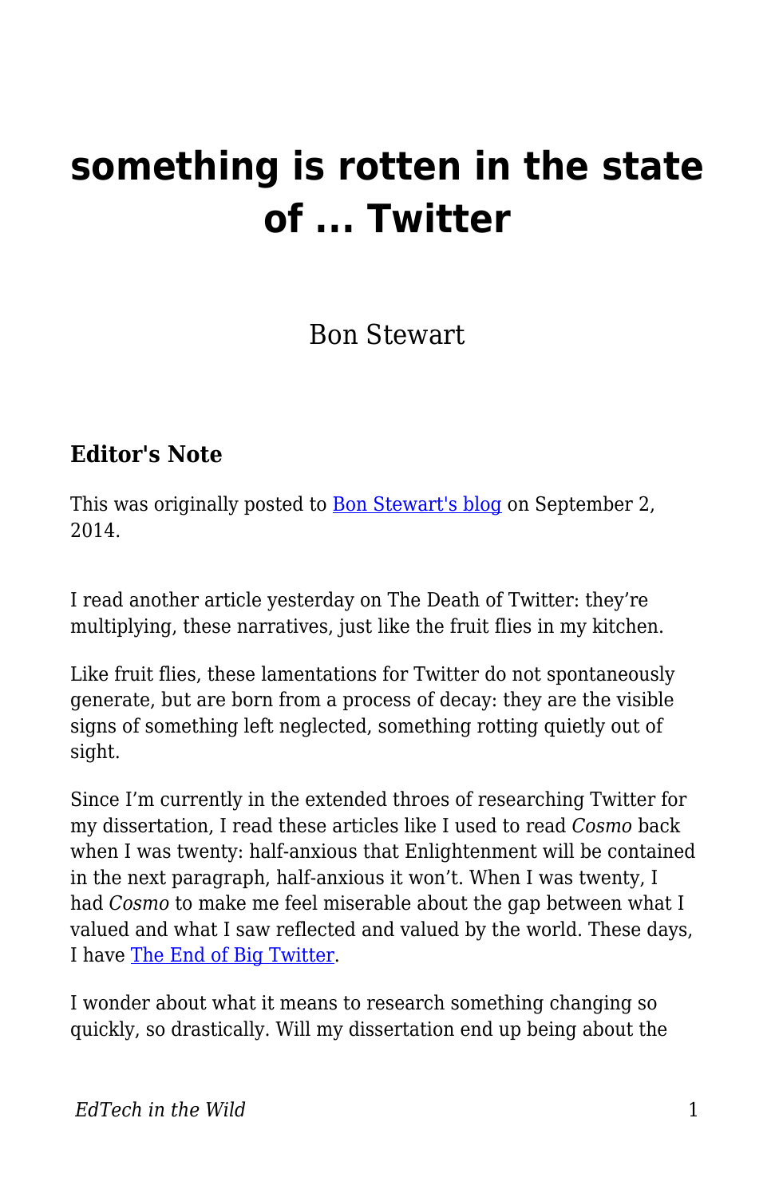# something is rotten in the state of ... Twitter

Bon Stewart

### Editor's Note

This was originally posted to Bon Stewart's blog on September 2, 2014.

I read another article yesterday on The Death of Twitter: they're multiplying, these narratives, just like the fruit flies in my kitchen.

Like fruit flies, these lamentations for Twitter do not spontaneously generate, but are born from a process of decay: they are the visible signs of something left neglected, something rotting quietly out of sight.

Since I'm currently in the extended throes of researching Twitter for my dissertation, I read these articles like I used to read *Cosmo* back when I was twenty: half-anxious that Enlightenment will be contained in the next paragraph, half-anxious it won't. When I was twenty, I had *Cosmo* to make me feel miserable about the gap between what I valued and what I saw reflected and valued by the world. These days, I have The End of Big Twitter.

I wonder about what it means to research something changing so quickly, so drastically. Will my dissertation end up being about the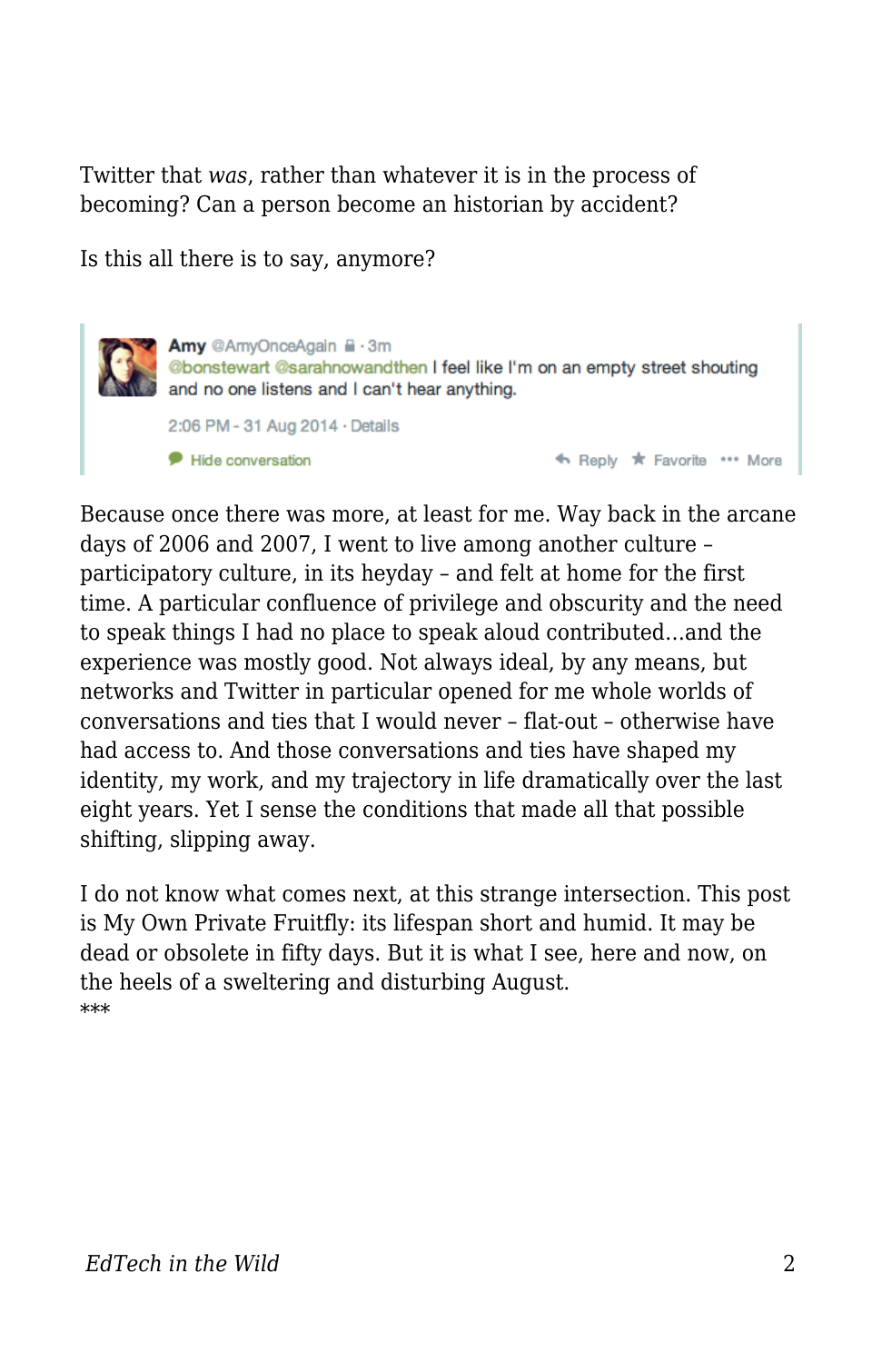Twitter that *was*, rather than whatever it is in the process of becoming? Can a person become an historian by accident?

Is this all there is to say, anymore?

> **Amy** @AmyOnceAgain · 3m
> @bonstewart @sarahnowandthen I feel like I'm on an empty street shouting and no one listens and I can't hear anything.
>
> 2:06 PM - 31 Aug 2014 · Details
>
> Hide conversation · Reply · Favorite · More

Because once there was more, at least for me. Way back in the arcane days of 2006 and 2007, I went to live among another culture – participatory culture, in its heyday – and felt at home for the first time. A particular confluence of privilege and obscurity and the need to speak things I had no place to speak aloud contributed…and the experience was mostly good. Not always ideal, by any means, but networks and Twitter in particular opened for me whole worlds of conversations and ties that I would never – flat-out – otherwise have had access to. And those conversations and ties have shaped my identity, my work, and my trajectory in life dramatically over the last eight years. Yet I sense the conditions that made all that possible shifting, slipping away.

I do not know what comes next, at this strange intersection. This post is My Own Private Fruitfly: its lifespan short and humid. It may be dead or obsolete in fifty days. But it is what I see, here and now, on the heels of a sweltering and disturbing August.

***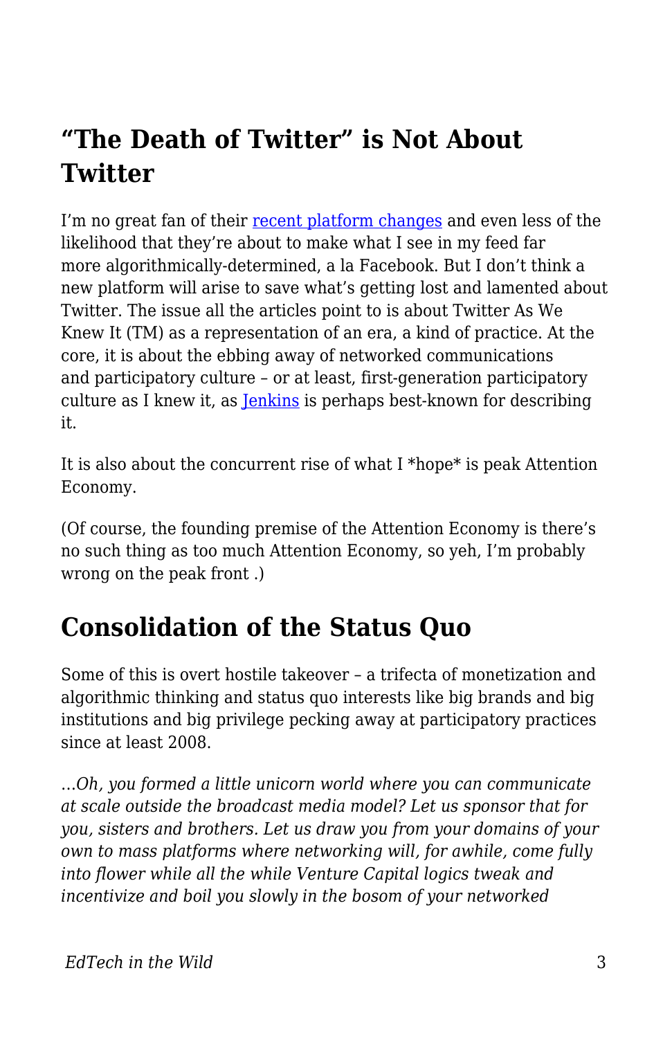## "The Death of Twitter" is Not About Twitter

I'm no great fan of their recent platform changes and even less of the likelihood that they're about to make what I see in my feed far more algorithmically-determined, a la Facebook. But I don't think a new platform will arise to save what's getting lost and lamented about Twitter. The issue all the articles point to is about Twitter As We Knew It (TM) as a representation of an era, a kind of practice. At the core, it is about the ebbing away of networked communications and participatory culture – or at least, first-generation participatory culture as I knew it, as Jenkins is perhaps best-known for describing it.

It is also about the concurrent rise of what I *hope* is peak Attention Economy.

(Of course, the founding premise of the Attention Economy is there's no such thing as too much Attention Economy, so yeh, I'm probably wrong on the peak front .)

## Consolidation of the Status Quo

Some of this is overt hostile takeover – a trifecta of monetization and algorithmic thinking and status quo interests like big brands and big institutions and big privilege pecking away at participatory practices since at least 2008.

*…Oh, you formed a little unicorn world where you can communicate at scale outside the broadcast media model? Let us sponsor that for you, sisters and brothers. Let us draw you from your domains of your own to mass platforms where networking will, for awhile, come fully into flower while all the while Venture Capital logics tweak and incentivize and boil you slowly in the bosom of your networked*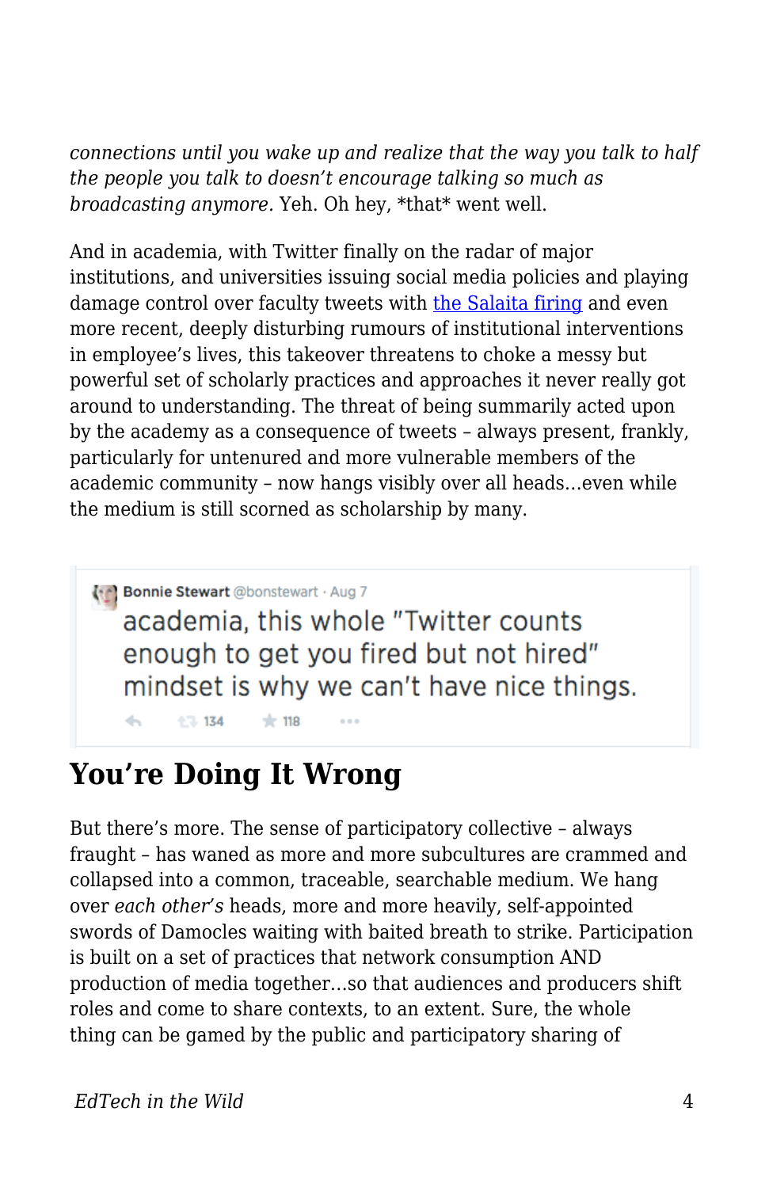*connections until you wake up and realize that the way you talk to half the people you talk to doesn't encourage talking so much as broadcasting anymore.* Yeh. Oh hey, *that* went well.

And in academia, with Twitter finally on the radar of major institutions, and universities issuing social media policies and playing damage control over faculty tweets with the Salaita firing and even more recent, deeply disturbing rumours of institutional interventions in employee's lives, this takeover threatens to choke a messy but powerful set of scholarly practices and approaches it never really got around to understanding. The threat of being summarily acted upon by the academy as a consequence of tweets – always present, frankly, particularly for untenured and more vulnerable members of the academic community – now hangs visibly over all heads…even while the medium is still scorned as scholarship by many.

> **Bonnie Stewart** @bonstewart · Aug 7
>
> academia, this whole "Twitter counts enough to get you fired but not hired" mindset is why we can't have nice things.
>
> 134 118

## You're Doing It Wrong

But there's more. The sense of participatory collective – always fraught – has waned as more and more subcultures are crammed and collapsed into a common, traceable, searchable medium. We hang over *each other's* heads, more and more heavily, self-appointed swords of Damocles waiting with baited breath to strike. Participation is built on a set of practices that network consumption AND production of media together…so that audiences and producers shift roles and come to share contexts, to an extent. Sure, the whole thing can be gamed by the public and participatory sharing of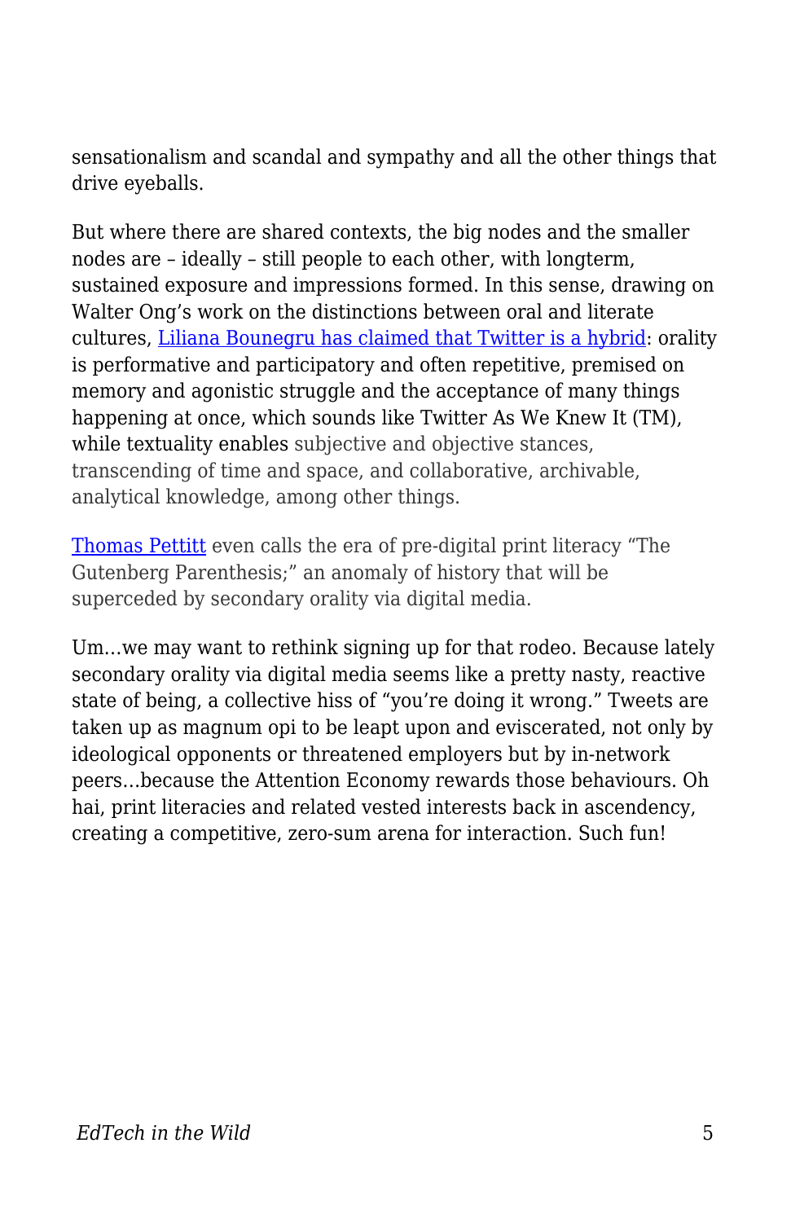sensationalism and scandal and sympathy and all the other things that drive eyeballs.

But where there are shared contexts, the big nodes and the smaller nodes are – ideally – still people to each other, with longterm, sustained exposure and impressions formed. In this sense, drawing on Walter Ong's work on the distinctions between oral and literate cultures, [Liliana Bounegru has claimed that Twitter is a hybrid](): orality is performative and participatory and often repetitive, premised on memory and agonistic struggle and the acceptance of many things happening at once, which sounds like Twitter As We Knew It (TM), while textuality enables subjective and objective stances, transcending of time and space, and collaborative, archivable, analytical knowledge, among other things.

[Thomas Pettitt]() even calls the era of pre-digital print literacy "The Gutenberg Parenthesis;" an anomaly of history that will be superceded by secondary orality via digital media.

Um…we may want to rethink signing up for that rodeo. Because lately secondary orality via digital media seems like a pretty nasty, reactive state of being, a collective hiss of "you're doing it wrong." Tweets are taken up as magnum opi to be leapt upon and eviscerated, not only by ideological opponents or threatened employers but by in-network peers…because the Attention Economy rewards those behaviours. Oh hai, print literacies and related vested interests back in ascendency, creating a competitive, zero-sum arena for interaction. Such fun!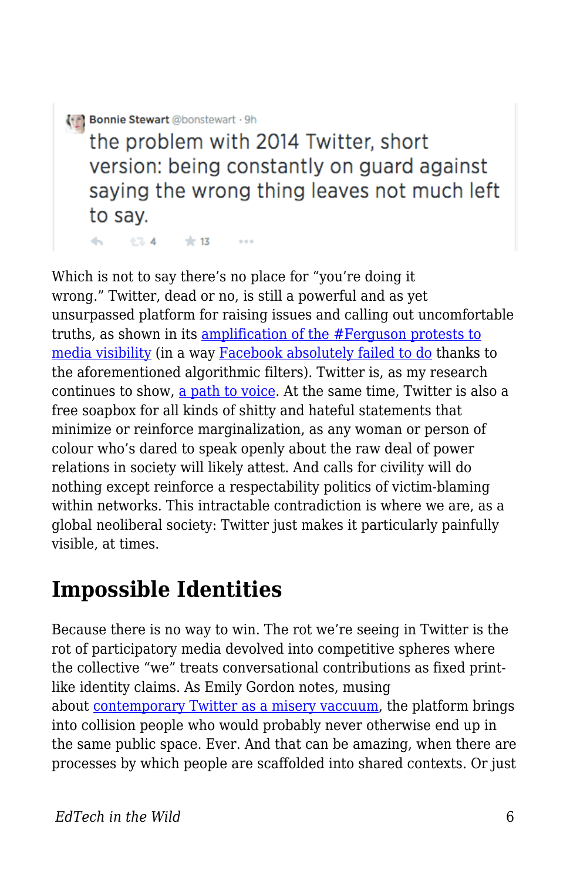> **Bonnie Stewart** @bonstewart · 9h
>
> the problem with 2014 Twitter, short version: being constantly on guard against saying the wrong thing leaves not much left to say.
>
> 4 13

Which is not to say there's no place for "you're doing it wrong." Twitter, dead or no, is still a powerful and as yet unsurpassed platform for raising issues and calling out uncomfortable truths, as shown in its amplification of the #Ferguson protests to media visibility (in a way Facebook absolutely failed to do thanks to the aforementioned algorithmic filters). Twitter is, as my research continues to show, a path to voice. At the same time, Twitter is also a free soapbox for all kinds of shitty and hateful statements that minimize or reinforce marginalization, as any woman or person of colour who's dared to speak openly about the raw deal of power relations in society will likely attest. And calls for civility will do nothing except reinforce a respectability politics of victim-blaming within networks. This intractable contradiction is where we are, as a global neoliberal society: Twitter just makes it particularly painfully visible, at times.

## Impossible Identities

Because there is no way to win. The rot we're seeing in Twitter is the rot of participatory media devolved into competitive spheres where the collective "we" treats conversational contributions as fixed print-like identity claims. As Emily Gordon notes, musing about contemporary Twitter as a misery vaccuum, the platform brings into collision people who would probably never otherwise end up in the same public space. Ever. And that can be amazing, when there are processes by which people are scaffolded into shared contexts. Or just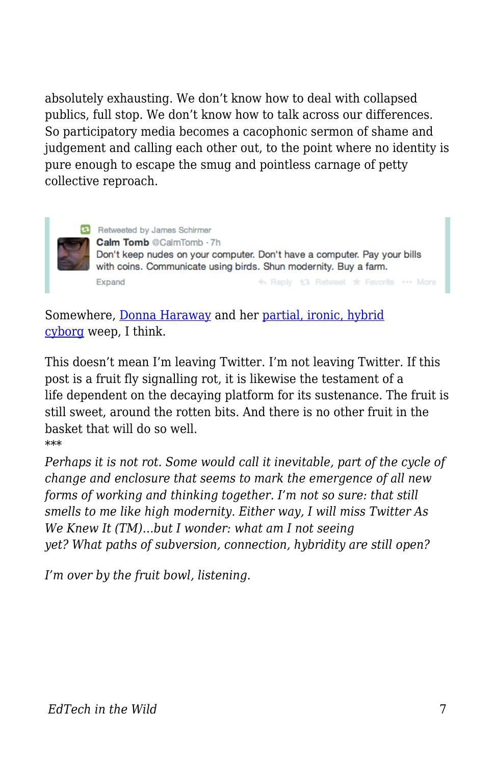absolutely exhausting. We don't know how to deal with collapsed publics, full stop. We don't know how to talk across our differences. So participatory media becomes a cacophonic sermon of shame and judgement and calling each other out, to the point where no identity is pure enough to escape the smug and pointless carnage of petty collective reproach.

> Retweeted by James Schirmer
> **Calm Tomb** @CalmTomb · 7h
> Don't keep nudes on your computer. Don't have a computer. Pay your bills with coins. Communicate using birds. Shun modernity. Buy a farm.
> Expand Reply Retweet Favorite More

Somewhere, Donna Haraway and her partial, ironic, hybrid cyborg weep, I think.

This doesn't mean I'm leaving Twitter. I'm not leaving Twitter. If this post is a fruit fly signalling rot, it is likewise the testament of a life dependent on the decaying platform for its sustenance. The fruit is still sweet, around the rotten bits. And there is no other fruit in the basket that will do so well.

***

*Perhaps it is not rot. Some would call it inevitable, part of the cycle of change and enclosure that seems to mark the emergence of all new forms of working and thinking together. I'm not so sure: that still smells to me like high modernity. Either way, I will miss Twitter As We Knew It (TM)…but I wonder: what am I not seeing yet? What paths of subversion, connection, hybridity are still open?*

*I'm over by the fruit bowl, listening.*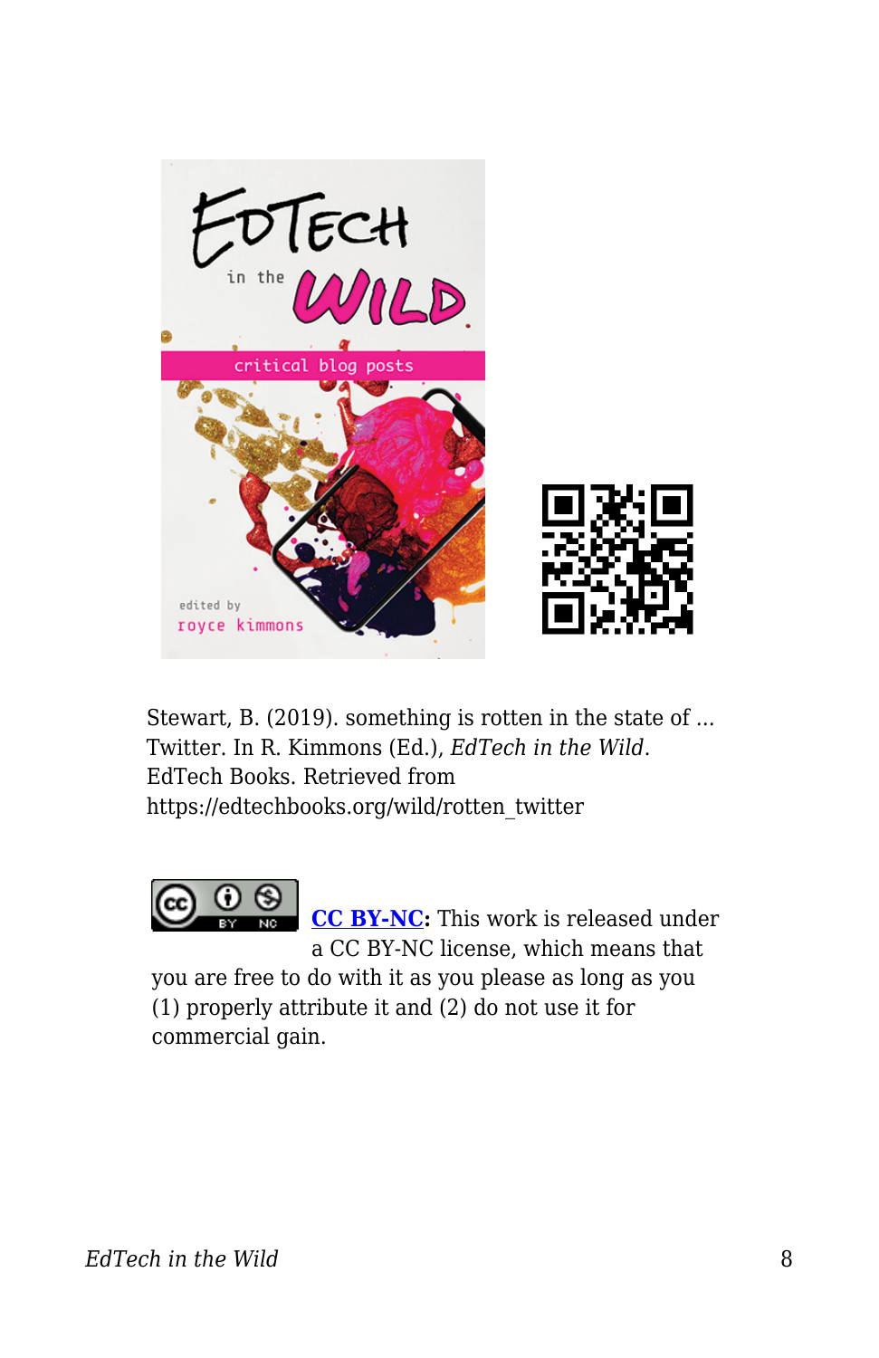Stewart, B. (2019). something is rotten in the state of ... Twitter. In R. Kimmons (Ed.), *EdTech in the Wild*. EdTech Books. Retrieved from https://edtechbooks.org/wild/rotten_twitter

**CC BY-NC:** This work is released under a CC BY-NC license, which means that you are free to do with it as you please as long as you (1) properly attribute it and (2) do not use it for commercial gain.